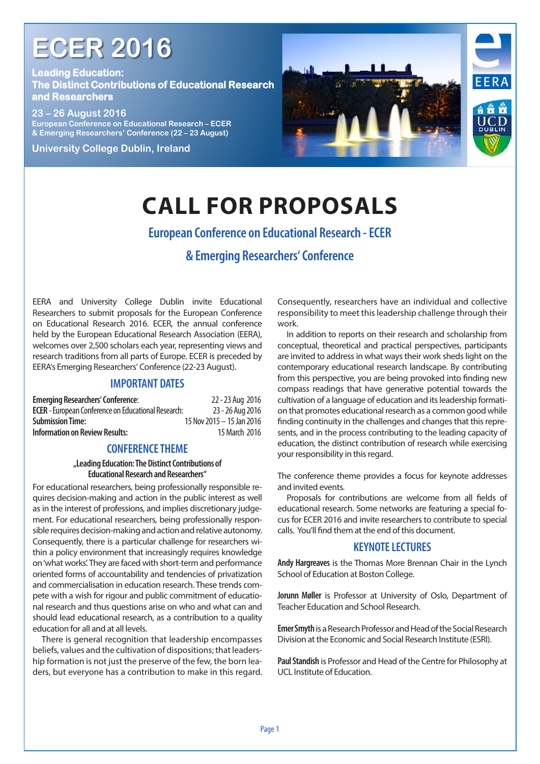# ECER 2016

**Leading Education: The Distinct Contributions of Educational Research and Researchers**

**23 – 26 August 2016**
**European Conference on Educational Research – ECER & Emerging Researchers' Conference (22 – 23 August)**

**University College Dublin, Ireland**

# CALL FOR PROPOSALS

## European Conference on Educational Research - ECER

## & Emerging Researchers' Conference

EERA and University College Dublin invite Educational Researchers to submit proposals for the European Conference on Educational Research 2016. ECER, the annual conference held by the European Educational Research Association (EERA), welcomes over 2,500 scholars each year, representing views and research traditions from all parts of Europe. ECER is preceded by EERA's Emerging Researchers' Conference (22-23 August).

### IMPORTANT DATES

| | |
|---|---|
| **Emerging Researchers' Conference**: | 22 - 23 Aug 2016 |
| **ECER** - European Conference on Educational Research: | 23 - 26 Aug 2016 |
| **Submission Time:** | 15 Nov 2015 – 15 Jan 2016 |
| **Information on Review Results:** | 15 March 2016 |

### CONFERENCE THEME

**„Leading Education: The Distinct Contributions of Educational Research and Researchers"**

For educational researchers, being professionally responsible requires decision-making and action in the public interest as well as in the interest of professions, and implies discretionary judgement. For educational researchers, being professionally responsible requires decision-making and action and relative autonomy. Consequently, there is a particular challenge for researchers within a policy environment that increasingly requires knowledge on 'what works'. They are faced with short-term and performance oriented forms of accountability and tendencies of privatization and commercialisation in education research. These trends compete with a wish for rigour and public commitment of educational research and thus questions arise on who and what can and should lead educational research, as a contribution to a quality education for all and at all levels.

There is general recognition that leadership encompasses beliefs, values and the cultivation of dispositions; that leadership formation is not just the preserve of the few, the born leaders, but everyone has a contribution to make in this regard. Consequently, researchers have an individual and collective responsibility to meet this leadership challenge through their work.

In addition to reports on their research and scholarship from conceptual, theoretical and practical perspectives, participants are invited to address in what ways their work sheds light on the contemporary educational research landscape. By contributing from this perspective, you are being provoked into finding new compass readings that have generative potential towards the cultivation of a language of education and its leadership formation that promotes educational research as a common good while finding continuity in the challenges and changes that this represents, and in the process contributing to the leading capacity of education, the distinct contribution of research while exercising your responsibility in this regard.

The conference theme provides a focus for keynote addresses and invited events.

Proposals for contributions are welcome from all fields of educational research. Some networks are featuring a special focus for ECER 2016 and invite researchers to contribute to special calls. You'll find them at the end of this document.

### KEYNOTE LECTURES

**Andy Hargreaves** is the Thomas More Brennan Chair in the Lynch School of Education at Boston College.

**Jorunn Møller** is Professor at University of Oslo, Department of Teacher Education and School Research.

**Emer Smyth** is a Research Professor and Head of the Social Research Division at the Economic and Social Research Institute (ESRI).

**Paul Standish** is Professor and Head of the Centre for Philosophy at UCL Institute of Education.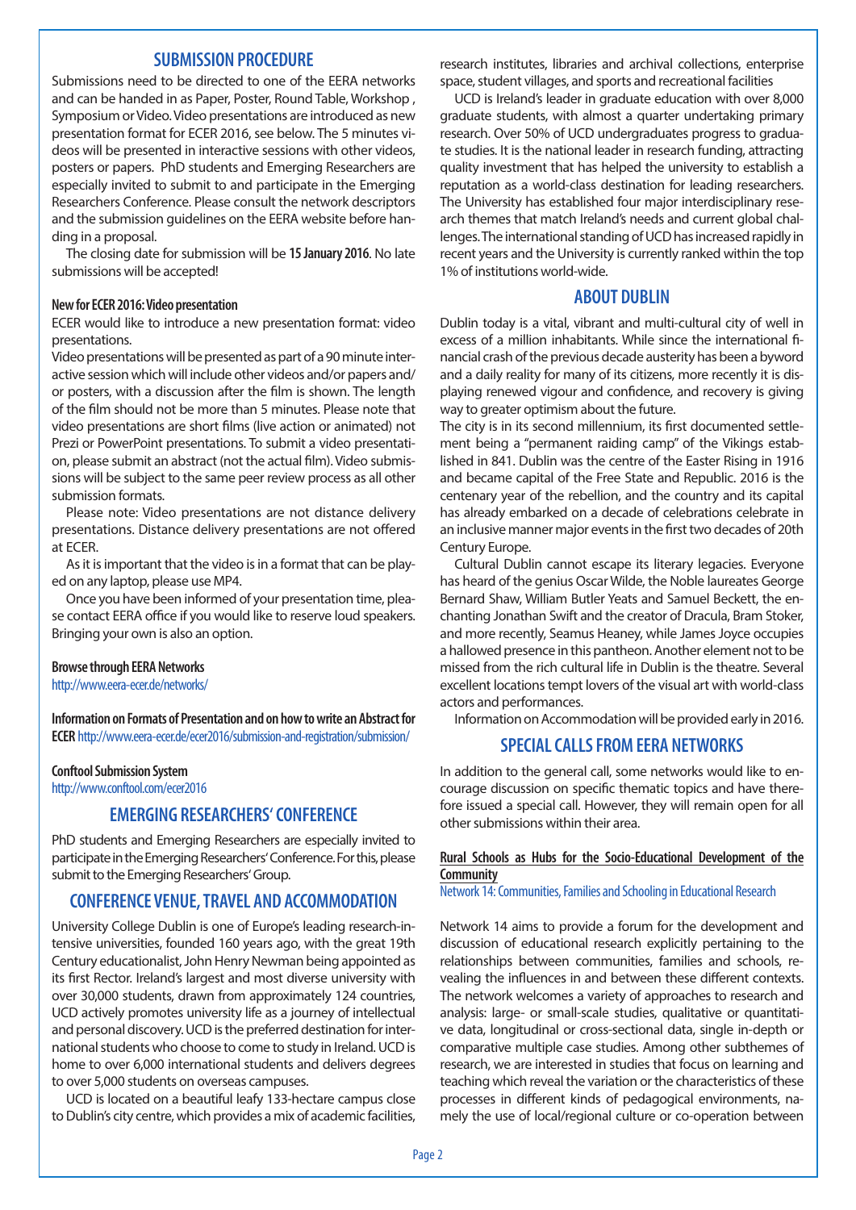## SUBMISSION PROCEDURE

Submissions need to be directed to one of the EERA networks and can be handed in as Paper, Poster, Round Table, Workshop , Symposium or Video. Video presentations are introduced as new presentation format for ECER 2016, see below. The 5 minutes videos will be presented in interactive sessions with other videos, posters or papers. PhD students and Emerging Researchers are especially invited to submit to and participate in the Emerging Researchers Conference. Please consult the network descriptors and the submission guidelines on the EERA website before handing in a proposal.

The closing date for submission will be **15 January 2016**. No late submissions will be accepted!

**New for ECER 2016: Video presentation**

ECER would like to introduce a new presentation format: video presentations.

Video presentations will be presented as part of a 90 minute interactive session which will include other videos and/or papers and/or posters, with a discussion after the film is shown. The length of the film should not be more than 5 minutes. Please note that video presentations are short films (live action or animated) not Prezi or PowerPoint presentations. To submit a video presentation, please submit an abstract (not the actual film). Video submissions will be subject to the same peer review process as all other submission formats.

Please note: Video presentations are not distance delivery presentations. Distance delivery presentations are not offered at ECER.

As it is important that the video is in a format that can be played on any laptop, please use MP4.

Once you have been informed of your presentation time, please contact EERA office if you would like to reserve loud speakers. Bringing your own is also an option.

**Browse through EERA Networks**
http://www.eera-ecer.de/networks/

**Information on Formats of Presentation and on how to write an Abstract for ECER** http://www.eera-ecer.de/ecer2016/submission-and-registration/submission/

**Conftool Submission System**
http://www.conftool.com/ecer2016

## EMERGING RESEARCHERS' CONFERENCE

PhD students and Emerging Researchers are especially invited to participate in the Emerging Researchers' Conference. For this, please submit to the Emerging Researchers' Group.

## CONFERENCE VENUE, TRAVEL AND ACCOMMODATION

University College Dublin is one of Europe's leading research-intensive universities, founded 160 years ago, with the great 19th Century educationalist, John Henry Newman being appointed as its first Rector. Ireland's largest and most diverse university with over 30,000 students, drawn from approximately 124 countries, UCD actively promotes university life as a journey of intellectual and personal discovery. UCD is the preferred destination for international students who choose to come to study in Ireland. UCD is home to over 6,000 international students and delivers degrees to over 5,000 students on overseas campuses.

UCD is located on a beautiful leafy 133-hectare campus close to Dublin's city centre, which provides a mix of academic facilities, research institutes, libraries and archival collections, enterprise space, student villages, and sports and recreational facilities

UCD is Ireland's leader in graduate education with over 8,000 graduate students, with almost a quarter undertaking primary research. Over 50% of UCD undergraduates progress to graduate studies. It is the national leader in research funding, attracting quality investment that has helped the university to establish a reputation as a world-class destination for leading researchers. The University has established four major interdisciplinary research themes that match Ireland's needs and current global challenges. The international standing of UCD has increased rapidly in recent years and the University is currently ranked within the top 1% of institutions world-wide.

## ABOUT DUBLIN

Dublin today is a vital, vibrant and multi-cultural city of well in excess of a million inhabitants. While since the international financial crash of the previous decade austerity has been a byword and a daily reality for many of its citizens, more recently it is displaying renewed vigour and confidence, and recovery is giving way to greater optimism about the future.

The city is in its second millennium, its first documented settlement being a "permanent raiding camp" of the Vikings established in 841. Dublin was the centre of the Easter Rising in 1916 and became capital of the Free State and Republic. 2016 is the centenary year of the rebellion, and the country and its capital has already embarked on a decade of celebrations celebrate in an inclusive manner major events in the first two decades of 20th Century Europe.

Cultural Dublin cannot escape its literary legacies. Everyone has heard of the genius Oscar Wilde, the Noble laureates George Bernard Shaw, William Butler Yeats and Samuel Beckett, the enchanting Jonathan Swift and the creator of Dracula, Bram Stoker, and more recently, Seamus Heaney, while James Joyce occupies a hallowed presence in this pantheon. Another element not to be missed from the rich cultural life in Dublin is the theatre. Several excellent locations tempt lovers of the visual art with world-class actors and performances.

Information on Accommodation will be provided early in 2016.

## SPECIAL CALLS FROM EERA NETWORKS

In addition to the general call, some networks would like to encourage discussion on specific thematic topics and have therefore issued a special call. However, they will remain open for all other submissions within their area.

**Rural Schools as Hubs for the Socio-Educational Development of the Community**

Network 14: Communities, Families and Schooling in Educational Research

Network 14 aims to provide a forum for the development and discussion of educational research explicitly pertaining to the relationships between communities, families and schools, revealing the influences in and between these different contexts. The network welcomes a variety of approaches to research and analysis: large- or small-scale studies, qualitative or quantitative data, longitudinal or cross-sectional data, single in-depth or comparative multiple case studies. Among other subthemes of research, we are interested in studies that focus on learning and teaching which reveal the variation or the characteristics of these processes in different kinds of pedagogical environments, namely the use of local/regional culture or co-operation between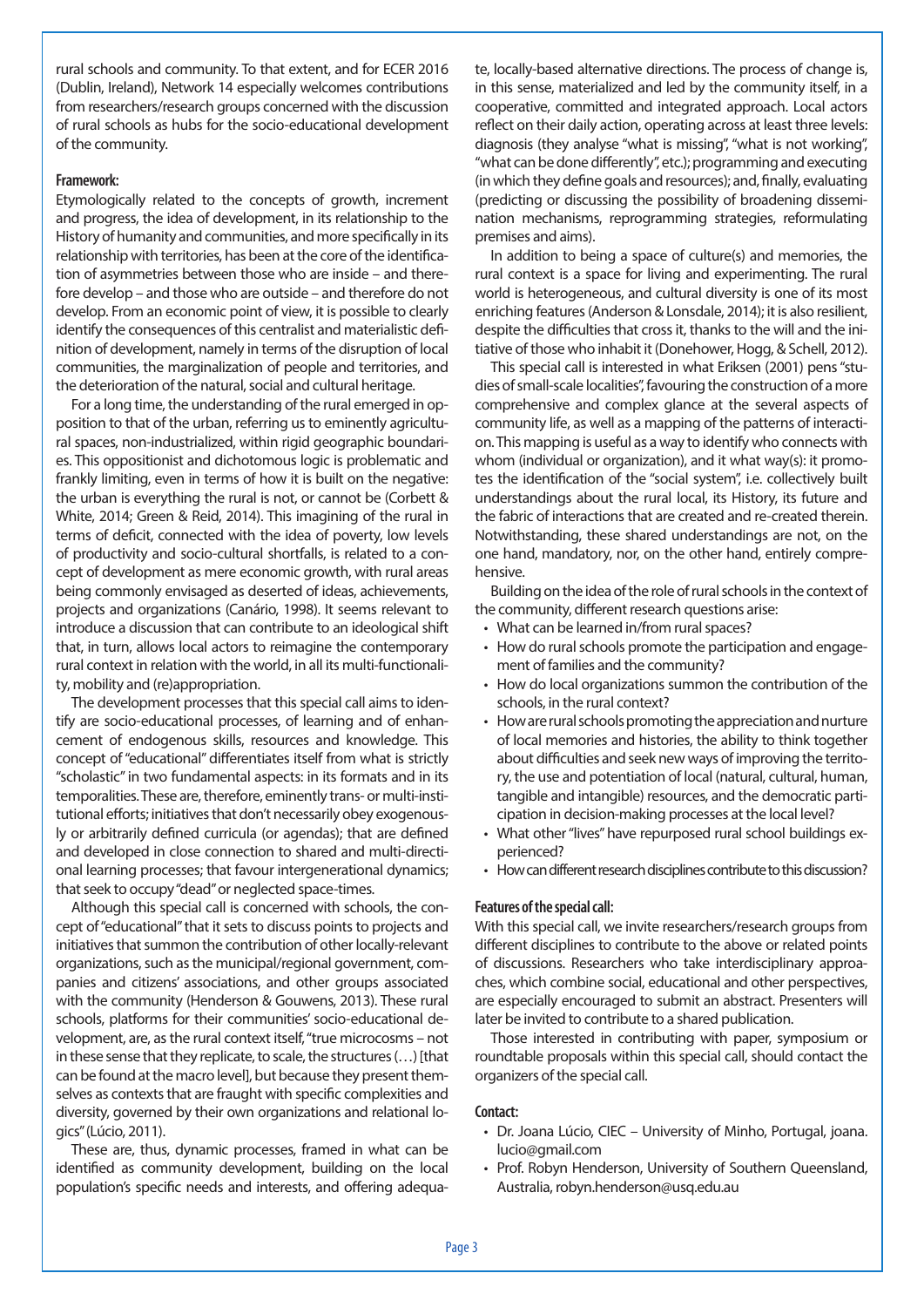rural schools and community. To that extent, and for ECER 2016 (Dublin, Ireland), Network 14 especially welcomes contributions from researchers/research groups concerned with the discussion of rural schools as hubs for the socio-educational development of the community.

**Framework:**

Etymologically related to the concepts of growth, increment and progress, the idea of development, in its relationship to the History of humanity and communities, and more specifically in its relationship with territories, has been at the core of the identification of asymmetries between those who are inside – and therefore develop – and those who are outside – and therefore do not develop. From an economic point of view, it is possible to clearly identify the consequences of this centralist and materialistic definition of development, namely in terms of the disruption of local communities, the marginalization of people and territories, and the deterioration of the natural, social and cultural heritage.

For a long time, the understanding of the rural emerged in opposition to that of the urban, referring us to eminently agricultural spaces, non-industrialized, within rigid geographic boundaries. This oppositionist and dichotomous logic is problematic and frankly limiting, even in terms of how it is built on the negative: the urban is everything the rural is not, or cannot be (Corbett & White, 2014; Green & Reid, 2014). This imagining of the rural in terms of deficit, connected with the idea of poverty, low levels of productivity and socio-cultural shortfalls, is related to a concept of development as mere economic growth, with rural areas being commonly envisaged as deserted of ideas, achievements, projects and organizations (Canário, 1998). It seems relevant to introduce a discussion that can contribute to an ideological shift that, in turn, allows local actors to reimagine the contemporary rural context in relation with the world, in all its multi-functionality, mobility and (re)appropriation.

The development processes that this special call aims to identify are socio-educational processes, of learning and of enhancement of endogenous skills, resources and knowledge. This concept of "educational" differentiates itself from what is strictly "scholastic" in two fundamental aspects: in its formats and in its temporalities. These are, therefore, eminently trans- or multi-institutional efforts; initiatives that don't necessarily obey exogenously or arbitrarily defined curricula (or agendas); that are defined and developed in close connection to shared and multi-directional learning processes; that favour intergenerational dynamics; that seek to occupy "dead" or neglected space-times.

Although this special call is concerned with schools, the concept of "educational" that it sets to discuss points to projects and initiatives that summon the contribution of other locally-relevant organizations, such as the municipal/regional government, companies and citizens' associations, and other groups associated with the community (Henderson & Gouwens, 2013). These rural schools, platforms for their communities' socio-educational development, are, as the rural context itself, "true microcosms – not in these sense that they replicate, to scale, the structures (…) [that can be found at the macro level], but because they present themselves as contexts that are fraught with specific complexities and diversity, governed by their own organizations and relational logics" (Lúcio, 2011).

These are, thus, dynamic processes, framed in what can be identified as community development, building on the local population's specific needs and interests, and offering adequate, locally-based alternative directions. The process of change is, in this sense, materialized and led by the community itself, in a cooperative, committed and integrated approach. Local actors reflect on their daily action, operating across at least three levels: diagnosis (they analyse "what is missing", "what is not working", "what can be done differently", etc.); programming and executing (in which they define goals and resources); and, finally, evaluating (predicting or discussing the possibility of broadening dissemination mechanisms, reprogramming strategies, reformulating premises and aims).

In addition to being a space of culture(s) and memories, the rural context is a space for living and experimenting. The rural world is heterogeneous, and cultural diversity is one of its most enriching features (Anderson & Lonsdale, 2014); it is also resilient, despite the difficulties that cross it, thanks to the will and the initiative of those who inhabit it (Donehower, Hogg, & Schell, 2012).

This special call is interested in what Eriksen (2001) pens "studies of small-scale localities", favouring the construction of a more comprehensive and complex glance at the several aspects of community life, as well as a mapping of the patterns of interaction. This mapping is useful as a way to identify who connects with whom (individual or organization), and it what way(s): it promotes the identification of the "social system", i.e. collectively built understandings about the rural local, its History, its future and the fabric of interactions that are created and re-created therein. Notwithstanding, these shared understandings are not, on the one hand, mandatory, nor, on the other hand, entirely comprehensive.

Building on the idea of the role of rural schools in the context of the community, different research questions arise:

- What can be learned in/from rural spaces?
- How do rural schools promote the participation and engagement of families and the community?
- How do local organizations summon the contribution of the schools, in the rural context?
- How are rural schools promoting the appreciation and nurture of local memories and histories, the ability to think together about difficulties and seek new ways of improving the territory, the use and potentiation of local (natural, cultural, human, tangible and intangible) resources, and the democratic participation in decision-making processes at the local level?
- What other "lives" have repurposed rural school buildings experienced?
- How can different research disciplines contribute to this discussion?

**Features of the special call:**

With this special call, we invite researchers/research groups from different disciplines to contribute to the above or related points of discussions. Researchers who take interdisciplinary approaches, which combine social, educational and other perspectives, are especially encouraged to submit an abstract. Presenters will later be invited to contribute to a shared publication.

Those interested in contributing with paper, symposium or roundtable proposals within this special call, should contact the organizers of the special call.

**Contact:**

- Dr. Joana Lúcio, CIEC – University of Minho, Portugal, joana.lucio@gmail.com
- Prof. Robyn Henderson, University of Southern Queensland, Australia, robyn.henderson@usq.edu.au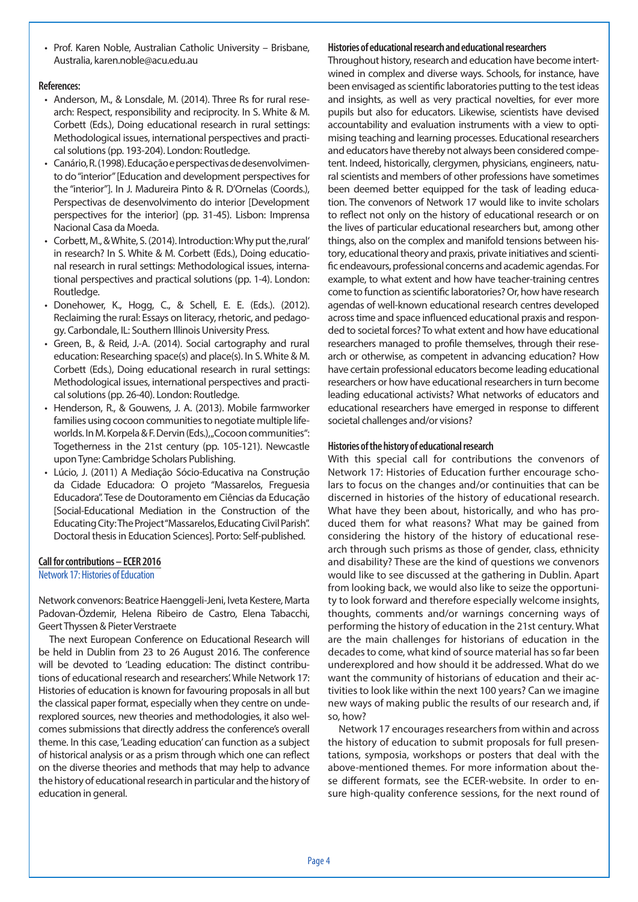- Prof. Karen Noble, Australian Catholic University – Brisbane, Australia, karen.noble@acu.edu.au

**References:**

- Anderson, M., & Lonsdale, M. (2014). Three Rs for rural research: Respect, responsibility and reciprocity. In S. White & M. Corbett (Eds.), Doing educational research in rural settings: Methodological issues, international perspectives and practical solutions (pp. 193-204). London: Routledge.
- Canário, R. (1998). Educação e perspectivas de desenvolvimento do "interior" [Education and development perspectives for the "interior"]. In J. Madureira Pinto & R. D'Ornelas (Coords.), Perspectivas de desenvolvimento do interior [Development perspectives for the interior] (pp. 31-45). Lisbon: Imprensa Nacional Casa da Moeda.
- Corbett, M., & White, S. (2014). Introduction: Why put the ,rural' in research? In S. White & M. Corbett (Eds.), Doing educational research in rural settings: Methodological issues, international perspectives and practical solutions (pp. 1-4). London: Routledge.
- Donehower, K., Hogg, C., & Schell, E. E. (Eds.). (2012). Reclaiming the rural: Essays on literacy, rhetoric, and pedagogy. Carbondale, IL: Southern Illinois University Press.
- Green, B., & Reid, J.-A. (2014). Social cartography and rural education: Researching space(s) and place(s). In S. White & M. Corbett (Eds.), Doing educational research in rural settings: Methodological issues, international perspectives and practical solutions (pp. 26-40). London: Routledge.
- Henderson, R., & Gouwens, J. A. (2013). Mobile farmworker families using cocoon communities to negotiate multiple lifeworlds. In M. Korpela & F. Dervin (Eds.), „Cocoon communities": Togetherness in the 21st century (pp. 105-121). Newcastle upon Tyne: Cambridge Scholars Publishing.
- Lúcio, J. (2011) A Mediação Sócio-Educativa na Construção da Cidade Educadora: O projeto "Massarelos, Freguesia Educadora". Tese de Doutoramento em Ciências da Educação [Social-Educational Mediation in the Construction of the Educating City: The Project "Massarelos, Educating Civil Parish". Doctoral thesis in Education Sciences]. Porto: Self-published.

## Call for contributions – ECER 2016

### Network 17: Histories of Education

Network convenors: Beatrice Haenggeli-Jeni, Iveta Kestere, Marta Padovan-Özdemir, Helena Ribeiro de Castro, Elena Tabacchi, Geert Thyssen & Pieter Verstraete

The next European Conference on Educational Research will be held in Dublin from 23 to 26 August 2016. The conference will be devoted to 'Leading education: The distinct contributions of educational research and researchers'. While Network 17: Histories of education is known for favouring proposals in all but the classical paper format, especially when they centre on underexplored sources, new theories and methodologies, it also welcomes submissions that directly address the conference's overall theme. In this case, 'Leading education' can function as a subject of historical analysis or as a prism through which one can reflect on the diverse theories and methods that may help to advance the history of educational research in particular and the history of education in general.

**Histories of educational research and educational researchers**

Throughout history, research and education have become intertwined in complex and diverse ways. Schools, for instance, have been envisaged as scientific laboratories putting to the test ideas and insights, as well as very practical novelties, for ever more pupils but also for educators. Likewise, scientists have devised accountability and evaluation instruments with a view to optimising teaching and learning processes. Educational researchers and educators have thereby not always been considered competent. Indeed, historically, clergymen, physicians, engineers, natural scientists and members of other professions have sometimes been deemed better equipped for the task of leading education. The convenors of Network 17 would like to invite scholars to reflect not only on the history of educational research or on the lives of particular educational researchers but, among other things, also on the complex and manifold tensions between history, educational theory and praxis, private initiatives and scientific endeavours, professional concerns and academic agendas. For example, to what extent and how have teacher-training centres come to function as scientific laboratories? Or, how have research agendas of well-known educational research centres developed across time and space influenced educational praxis and responded to societal forces? To what extent and how have educational researchers managed to profile themselves, through their research or otherwise, as competent in advancing education? How have certain professional educators become leading educational researchers or how have educational researchers in turn become leading educational activists? What networks of educators and educational researchers have emerged in response to different societal challenges and/or visions?

**Histories of the history of educational research**

With this special call for contributions the convenors of Network 17: Histories of Education further encourage scholars to focus on the changes and/or continuities that can be discerned in histories of the history of educational research. What have they been about, historically, and who has produced them for what reasons? What may be gained from considering the history of the history of educational research through such prisms as those of gender, class, ethnicity and disability? These are the kind of questions we convenors would like to see discussed at the gathering in Dublin. Apart from looking back, we would also like to seize the opportunity to look forward and therefore especially welcome insights, thoughts, comments and/or warnings concerning ways of performing the history of education in the 21st century. What are the main challenges for historians of education in the decades to come, what kind of source material has so far been underexplored and how should it be addressed. What do we want the community of historians of education and their activities to look like within the next 100 years? Can we imagine new ways of making public the results of our research and, if so, how?

Network 17 encourages researchers from within and across the history of education to submit proposals for full presentations, symposia, workshops or posters that deal with the above-mentioned themes. For more information about these different formats, see the ECER-website. In order to ensure high-quality conference sessions, for the next round of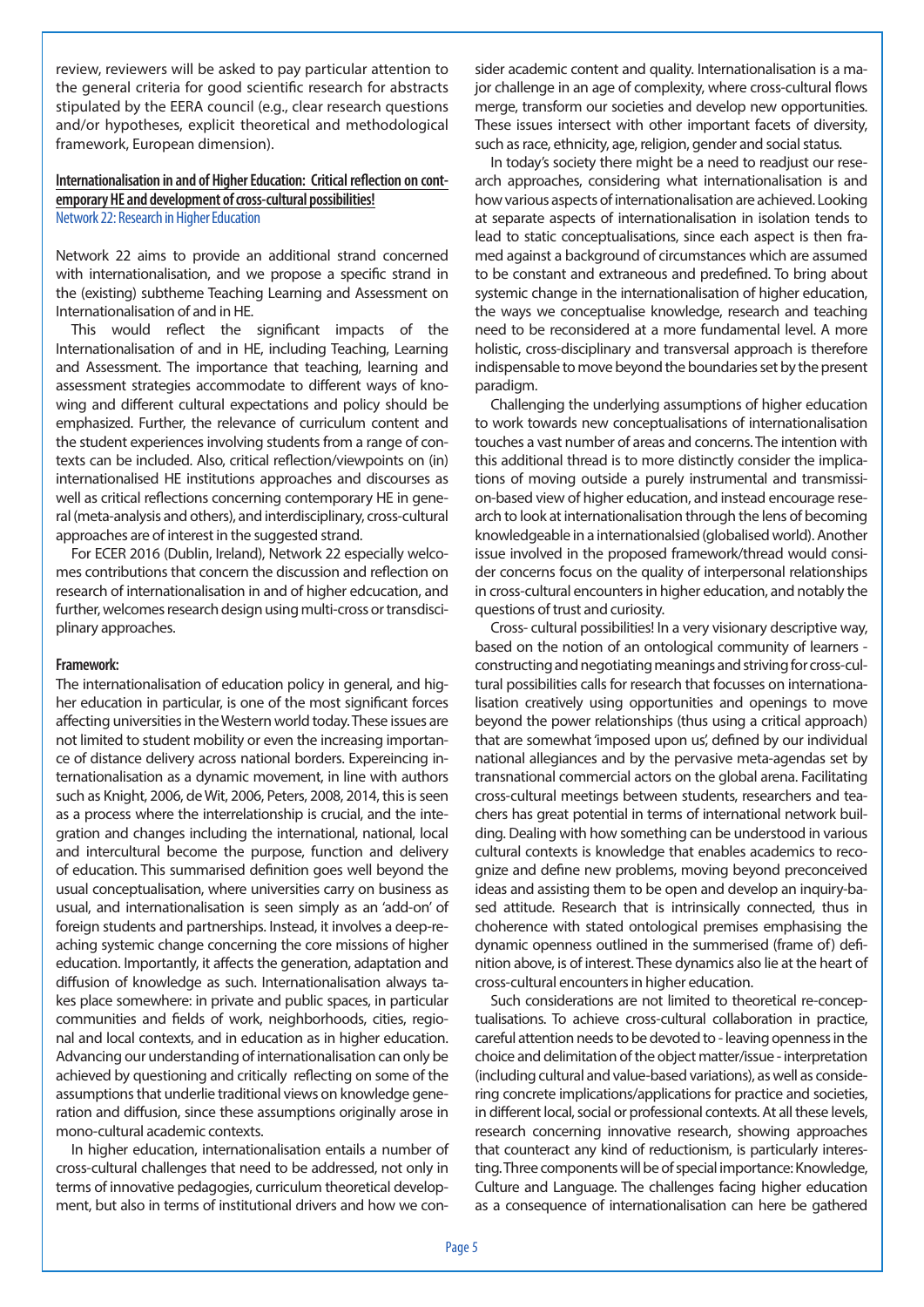review, reviewers will be asked to pay particular attention to the general criteria for good scientific research for abstracts stipulated by the EERA council (e.g., clear research questions and/or hypotheses, explicit theoretical and methodological framework, European dimension).

### Internationalisation in and of Higher Education: Critical reflection on contemporary HE and development of cross-cultural possibilities!

Network 22: Research in Higher Education

Network 22 aims to provide an additional strand concerned with internationalisation, and we propose a specific strand in the (existing) subtheme Teaching Learning and Assessment on Internationalisation of and in HE.

This would reflect the significant impacts of the Internationalisation of and in HE, including Teaching, Learning and Assessment. The importance that teaching, learning and assessment strategies accommodate to different ways of knowing and different cultural expectations and policy should be emphasized. Further, the relevance of curriculum content and the student experiences involving students from a range of contexts can be included. Also, critical reflection/viewpoints on (in) internationalised HE institutions approaches and discourses as well as critical reflections concerning contemporary HE in general (meta-analysis and others), and interdisciplinary, cross-cultural approaches are of interest in the suggested strand.

For ECER 2016 (Dublin, Ireland), Network 22 especially welcomes contributions that concern the discussion and reflection on research of internationalisation in and of higher edcucation, and further, welcomes research design using multi-cross or transdisciplinary approaches.

**Framework:**

The internationalisation of education policy in general, and higher education in particular, is one of the most significant forces affecting universities in the Western world today. These issues are not limited to student mobility or even the increasing importance of distance delivery across national borders. Expereincing internationalisation as a dynamic movement, in line with authors such as Knight, 2006, de Wit, 2006, Peters, 2008, 2014, this is seen as a process where the interrelationship is crucial, and the integration and changes including the international, national, local and intercultural become the purpose, function and delivery of education. This summarised definition goes well beyond the usual conceptualisation, where universities carry on business as usual, and internationalisation is seen simply as an 'add-on' of foreign students and partnerships. Instead, it involves a deep-reaching systemic change concerning the core missions of higher education. Importantly, it affects the generation, adaptation and diffusion of knowledge as such. Internationalisation always takes place somewhere: in private and public spaces, in particular communities and fields of work, neighborhoods, cities, regional and local contexts, and in education as in higher education. Advancing our understanding of internationalisation can only be achieved by questioning and critically reflecting on some of the assumptions that underlie traditional views on knowledge generation and diffusion, since these assumptions originally arose in mono-cultural academic contexts.

In higher education, internationalisation entails a number of cross-cultural challenges that need to be addressed, not only in terms of innovative pedagogies, curriculum theoretical development, but also in terms of institutional drivers and how we consider academic content and quality. Internationalisation is a major challenge in an age of complexity, where cross-cultural flows merge, transform our societies and develop new opportunities. These issues intersect with other important facets of diversity, such as race, ethnicity, age, religion, gender and social status.

In today's society there might be a need to readjust our research approaches, considering what internationalisation is and how various aspects of internationalisation are achieved. Looking at separate aspects of internationalisation in isolation tends to lead to static conceptualisations, since each aspect is then framed against a background of circumstances which are assumed to be constant and extraneous and predefined. To bring about systemic change in the internationalisation of higher education, the ways we conceptualise knowledge, research and teaching need to be reconsidered at a more fundamental level. A more holistic, cross-disciplinary and transversal approach is therefore indispensable to move beyond the boundaries set by the present paradigm.

Challenging the underlying assumptions of higher education to work towards new conceptualisations of internationalisation touches a vast number of areas and concerns. The intention with this additional thread is to more distinctly consider the implications of moving outside a purely instrumental and transmission-based view of higher education, and instead encourage research to look at internationalisation through the lens of becoming knowledgeable in a internationalsied (globalised world). Another issue involved in the proposed framework/thread would consider concerns focus on the quality of interpersonal relationships in cross-cultural encounters in higher education, and notably the questions of trust and curiosity.

Cross- cultural possibilities! In a very visionary descriptive way, based on the notion of an ontological community of learners - constructing and negotiating meanings and striving for cross-cultural possibilities calls for research that focusses on internationalisation creatively using opportunities and openings to move beyond the power relationships (thus using a critical approach) that are somewhat 'imposed upon us', defined by our individual national allegiances and by the pervasive meta-agendas set by transnational commercial actors on the global arena. Facilitating cross-cultural meetings between students, researchers and teachers has great potential in terms of international network building. Dealing with how something can be understood in various cultural contexts is knowledge that enables academics to recognize and define new problems, moving beyond preconceived ideas and assisting them to be open and develop an inquiry-based attitude. Research that is intrinsically connected, thus in choherence with stated ontological premises emphasising the dynamic openness outlined in the summerised (frame of) definition above, is of interest. These dynamics also lie at the heart of cross-cultural encounters in higher education.

Such considerations are not limited to theoretical re-conceptualisations. To achieve cross-cultural collaboration in practice, careful attention needs to be devoted to - leaving openness in the choice and delimitation of the object matter/issue - interpretation (including cultural and value-based variations), as well as considering concrete implications/applications for practice and societies, in different local, social or professional contexts. At all these levels, research concerning innovative research, showing approaches that counteract any kind of reductionism, is particularly interesting. Three components will be of special importance: Knowledge, Culture and Language. The challenges facing higher education as a consequence of internationalisation can here be gathered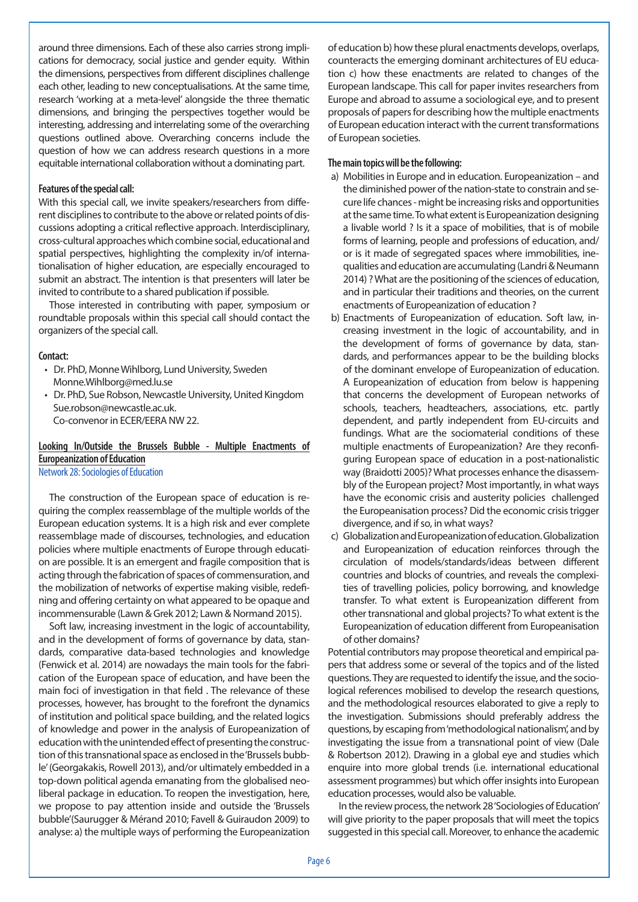around three dimensions. Each of these also carries strong implications for democracy, social justice and gender equity. Within the dimensions, perspectives from different disciplines challenge each other, leading to new conceptualisations. At the same time, research 'working at a meta-level' alongside the three thematic dimensions, and bringing the perspectives together would be interesting, addressing and interrelating some of the overarching questions outlined above. Overarching concerns include the question of how we can address research questions in a more equitable international collaboration without a dominating part.

**Features of the special call:**

With this special call, we invite speakers/researchers from different disciplines to contribute to the above or related points of discussions adopting a critical reflective approach. Interdisciplinary, cross-cultural approaches which combine social, educational and spatial perspectives, highlighting the complexity in/of internationalisation of higher education, are especially encouraged to submit an abstract. The intention is that presenters will later be invited to contribute to a shared publication if possible.

Those interested in contributing with paper, symposium or roundtable proposals within this special call should contact the organizers of the special call.

**Contact:**

- Dr. PhD, Monne Wihlborg, Lund University, Sweden
  Monne.Wihlborg@med.lu.se
- Dr. PhD, Sue Robson, Newcastle University, United Kingdom
  Sue.robson@newcastle.ac.uk.
  Co-convenor in ECER/EERA NW 22.

## Looking In/Outside the Brussels Bubble - Multiple Enactments of Europeanization of Education

Network 28: Sociologies of Education

The construction of the European space of education is requiring the complex reassemblage of the multiple worlds of the European education systems. It is a high risk and ever complete reassemblage made of discourses, technologies, and education policies where multiple enactments of Europe through education are possible. It is an emergent and fragile composition that is acting through the fabrication of spaces of commensuration, and the mobilization of networks of expertise making visible, redefining and offering certainty on what appeared to be opaque and incommensurable (Lawn & Grek 2012; Lawn & Normand 2015).

Soft law, increasing investment in the logic of accountability, and in the development of forms of governance by data, standards, comparative data-based technologies and knowledge (Fenwick et al. 2014) are nowadays the main tools for the fabrication of the European space of education, and have been the main foci of investigation in that field . The relevance of these processes, however, has brought to the forefront the dynamics of institution and political space building, and the related logics of knowledge and power in the analysis of Europeanization of education with the unintended effect of presenting the construction of this transnational space as enclosed in the 'Brussels bubble' (Georgakakis, Rowell 2013), and/or ultimately embedded in a top-down political agenda emanating from the globalised neoliberal package in education. To reopen the investigation, here, we propose to pay attention inside and outside the 'Brussels bubble'(Saurugger & Mérand 2010; Favell & Guiraudon 2009) to analyse: a) the multiple ways of performing the Europeanization of education b) how these plural enactments develops, overlaps, counteracts the emerging dominant architectures of EU education c) how these enactments are related to changes of the European landscape. This call for paper invites researchers from Europe and abroad to assume a sociological eye, and to present proposals of papers for describing how the multiple enactments of European education interact with the current transformations of European societies.

**The main topics will be the following:**

a) Mobilities in Europe and in education. Europeanization – and the diminished power of the nation-state to constrain and secure life chances - might be increasing risks and opportunities at the same time. To what extent is Europeanization designing a livable world ? Is it a space of mobilities, that is of mobile forms of learning, people and professions of education, and/or is it made of segregated spaces where immobilities, inequalities and education are accumulating (Landri & Neumann 2014) ? What are the positioning of the sciences of education, and in particular their traditions and theories, on the current enactments of Europeanization of education ?

b) Enactments of Europeanization of education. Soft law, increasing investment in the logic of accountability, and in the development of forms of governance by data, standards, and performances appear to be the building blocks of the dominant envelope of Europeanization of education. A Europeanization of education from below is happening that concerns the development of European networks of schools, teachers, headteachers, associations, etc. partly dependent, and partly independent from EU-circuits and fundings. What are the sociomaterial conditions of these multiple enactments of Europeanization? Are they reconfiguring European space of education in a post-nationalistic way (Braidotti 2005)? What processes enhance the disassembly of the European project? Most importantly, in what ways have the economic crisis and austerity policies challenged the Europeanisation process? Did the economic crisis trigger divergence, and if so, in what ways?

c) Globalization and Europeanization of education. Globalization and Europeanization of education reinforces through the circulation of models/standards/ideas between different countries and blocks of countries, and reveals the complexities of travelling policies, policy borrowing, and knowledge transfer. To what extent is Europeanization different from other transnational and global projects? To what extent is the Europeanization of education different from Europeanisation of other domains?

Potential contributors may propose theoretical and empirical papers that address some or several of the topics and of the listed questions. They are requested to identify the issue, and the sociological references mobilised to develop the research questions, and the methodological resources elaborated to give a reply to the investigation. Submissions should preferably address the questions, by escaping from 'methodological nationalism', and by investigating the issue from a transnational point of view (Dale & Robertson 2012). Drawing in a global eye and studies which enquire into more global trends (i.e. international educational assessment programmes) but which offer insights into European education processes, would also be valuable.

In the review process, the network 28 'Sociologies of Education' will give priority to the paper proposals that will meet the topics suggested in this special call. Moreover, to enhance the academic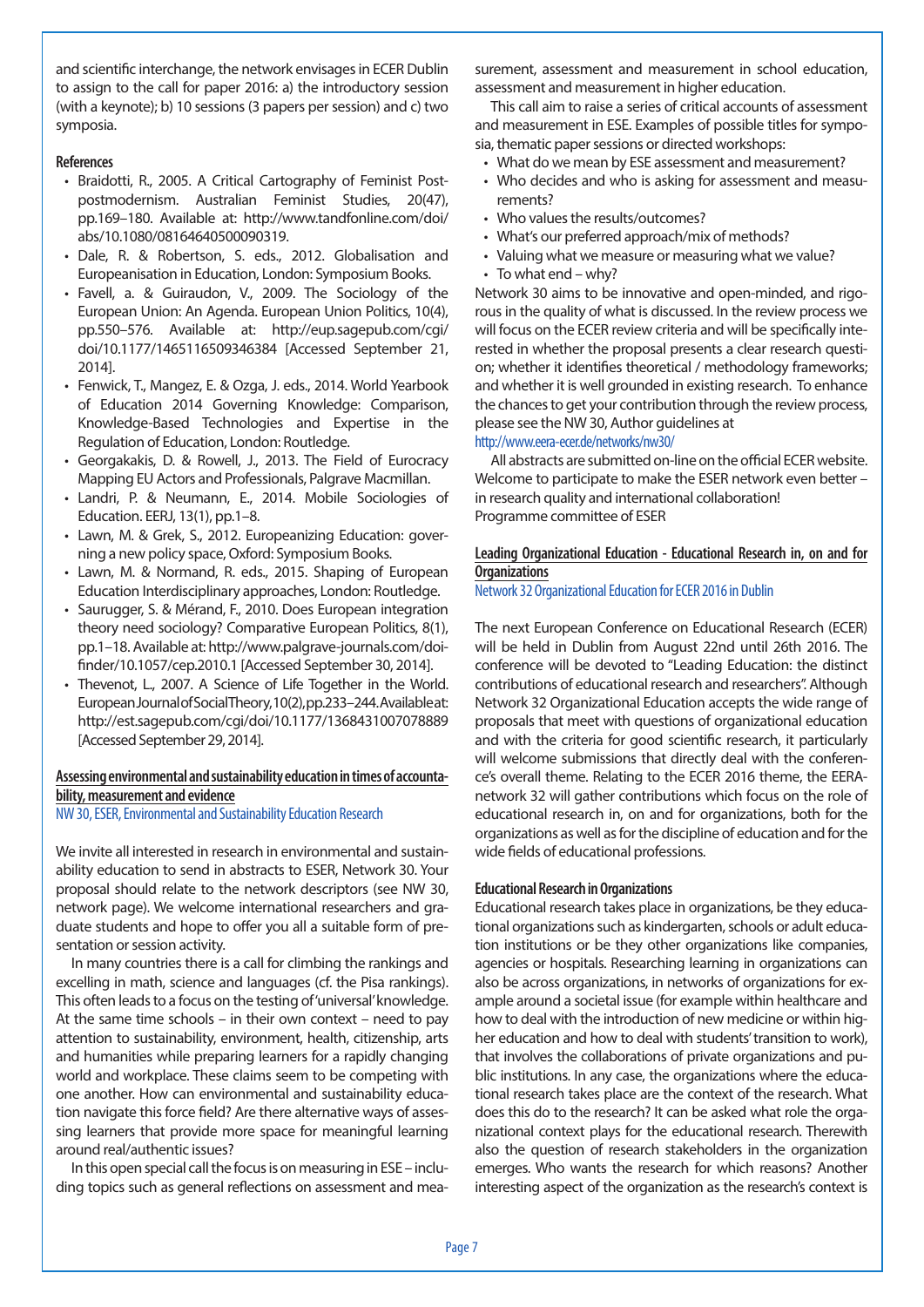and scientific interchange, the network envisages in ECER Dublin to assign to the call for paper 2016: a) the introductory session (with a keynote); b) 10 sessions (3 papers per session) and c) two symposia.

#### References

- Braidotti, R., 2005. A Critical Cartography of Feminist Post-postmodernism. Australian Feminist Studies, 20(47), pp.169–180. Available at: http://www.tandfonline.com/doi/abs/10.1080/08164640500090319.
- Dale, R. & Robertson, S. eds., 2012. Globalisation and Europeanisation in Education, London: Symposium Books.
- Favell, a. & Guiraudon, V., 2009. The Sociology of the European Union: An Agenda. European Union Politics, 10(4), pp.550–576. Available at: http://eup.sagepub.com/cgi/doi/10.1177/1465116509346384 [Accessed September 21, 2014].
- Fenwick, T., Mangez, E. & Ozga, J. eds., 2014. World Yearbook of Education 2014 Governing Knowledge: Comparison, Knowledge-Based Technologies and Expertise in the Regulation of Education, London: Routledge.
- Georgakakis, D. & Rowell, J., 2013. The Field of Eurocracy Mapping EU Actors and Professionals, Palgrave Macmillan.
- Landri, P. & Neumann, E., 2014. Mobile Sociologies of Education. EERJ, 13(1), pp.1–8.
- Lawn, M. & Grek, S., 2012. Europeanizing Education: governing a new policy space, Oxford: Symposium Books.
- Lawn, M. & Normand, R. eds., 2015. Shaping of European Education Interdisciplinary approaches, London: Routledge.
- Saurugger, S. & Mérand, F., 2010. Does European integration theory need sociology? Comparative European Politics, 8(1), pp.1–18. Available at: http://www.palgrave-journals.com/doifinder/10.1057/cep.2010.1 [Accessed September 30, 2014].
- Thevenot, L., 2007. A Science of Life Together in the World. European Journal of Social Theory, 10(2), pp.233–244. Available at: http://est.sagepub.com/cgi/doi/10.1177/1368431007078889 [Accessed September 29, 2014].

### Assessing environmental and sustainability education in times of accountability, measurement and evidence

NW 30, ESER, Environmental and Sustainability Education Research

We invite all interested in research in environmental and sustainability education to send in abstracts to ESER, Network 30. Your proposal should relate to the network descriptors (see NW 30, network page). We welcome international researchers and graduate students and hope to offer you all a suitable form of presentation or session activity.

In many countries there is a call for climbing the rankings and excelling in math, science and languages (cf. the Pisa rankings). This often leads to a focus on the testing of 'universal' knowledge. At the same time schools – in their own context – need to pay attention to sustainability, environment, health, citizenship, arts and humanities while preparing learners for a rapidly changing world and workplace. These claims seem to be competing with one another. How can environmental and sustainability education navigate this force field? Are there alternative ways of assessing learners that provide more space for meaningful learning around real/authentic issues?

In this open special call the focus is on measuring in ESE – including topics such as general reflections on assessment and measurement, assessment and measurement in school education, assessment and measurement in higher education.

This call aim to raise a series of critical accounts of assessment and measurement in ESE. Examples of possible titles for symposia, thematic paper sessions or directed workshops:

- What do we mean by ESE assessment and measurement?
- Who decides and who is asking for assessment and measurements?
- Who values the results/outcomes?
- What's our preferred approach/mix of methods?
- Valuing what we measure or measuring what we value?
- To what end – why?

Network 30 aims to be innovative and open-minded, and rigorous in the quality of what is discussed. In the review process we will focus on the ECER review criteria and will be specifically interested in whether the proposal presents a clear research question; whether it identifies theoretical / methodology frameworks; and whether it is well grounded in existing research. To enhance the chances to get your contribution through the review process, please see the NW 30, Author guidelines at http://www.eera-ecer.de/networks/nw30/

All abstracts are submitted on-line on the official ECER website. Welcome to participate to make the ESER network even better – in research quality and international collaboration!
Programme committee of ESER

### Leading Organizational Education - Educational Research in, on and for Organizations

Network 32 Organizational Education for ECER 2016 in Dublin

The next European Conference on Educational Research (ECER) will be held in Dublin from August 22nd until 26th 2016. The conference will be devoted to "Leading Education: the distinct contributions of educational research and researchers". Although Network 32 Organizational Education accepts the wide range of proposals that meet with questions of organizational education and with the criteria for good scientific research, it particularly will welcome submissions that directly deal with the conference's overall theme. Relating to the ECER 2016 theme, the EERA-network 32 will gather contributions which focus on the role of educational research in, on and for organizations, both for the organizations as well as for the discipline of education and for the wide fields of educational professions.

#### Educational Research in Organizations

Educational research takes place in organizations, be they educational organizations such as kindergarten, schools or adult education institutions or be they other organizations like companies, agencies or hospitals. Researching learning in organizations can also be across organizations, in networks of organizations for example around a societal issue (for example within healthcare and how to deal with the introduction of new medicine or within higher education and how to deal with students' transition to work), that involves the collaborations of private organizations and public institutions. In any case, the organizations where the educational research takes place are the context of the research. What does this do to the research? It can be asked what role the organizational context plays for the educational research. Therewith also the question of research stakeholders in the organization emerges. Who wants the research for which reasons? Another interesting aspect of the organization as the research's context is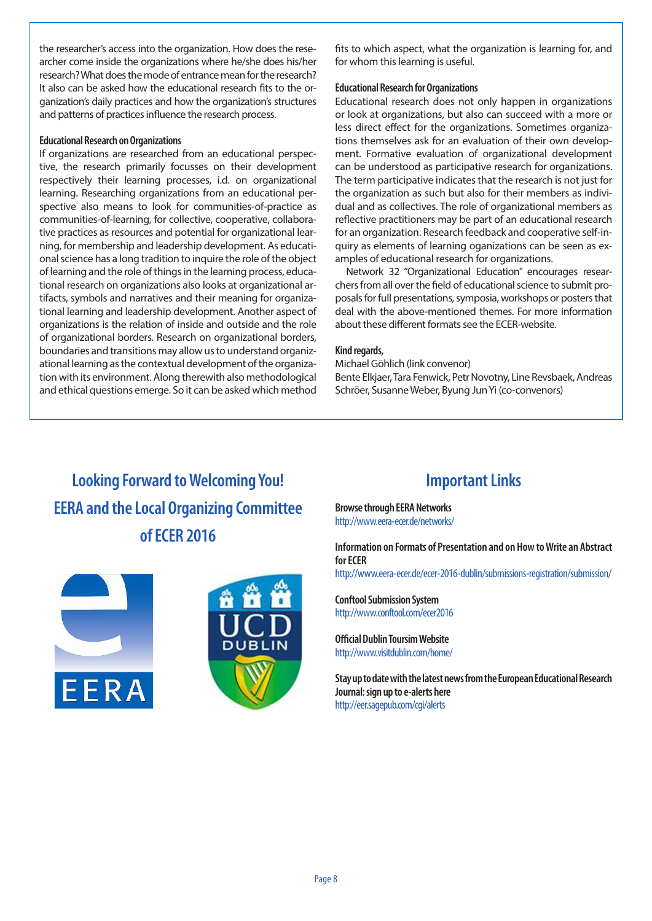the researcher's access into the organization. How does the researcher come inside the organizations where he/she does his/her research? What does the mode of entrance mean for the research? It also can be asked how the educational research fits to the organization's daily practices and how the organization's structures and patterns of practices influence the research process.

### Educational Research on Organizations

If organizations are researched from an educational perspective, the research primarily focusses on their development respectively their learning processes, i.d. on organizational learning. Researching organizations from an educational perspective also means to look for communities-of-practice as communities-of-learning, for collective, cooperative, collaborative practices as resources and potential for organizational learning, for membership and leadership development. As educational science has a long tradition to inquire the role of the object of learning and the role of things in the learning process, educational research on organizations also looks at organizational artifacts, symbols and narratives and their meaning for organizational learning and leadership development. Another aspect of organizations is the relation of inside and outside and the role of organizational borders. Research on organizational borders, boundaries and transitions may allow us to understand organizational learning as the contextual development of the organization with its environment. Along therewith also methodological and ethical questions emerge. So it can be asked which method fits to which aspect, what the organization is learning for, and for whom this learning is useful.

### Educational Research for Organizations

Educational research does not only happen in organizations or look at organizations, but also can succeed with a more or less direct effect for the organizations. Sometimes organizations themselves ask for an evaluation of their own development. Formative evaluation of organizational development can be understood as participative research for organizations. The term participative indicates that the research is not just for the organization as such but also for their members as individual and as collectives. The role of organizational members as reflective practitioners may be part of an educational research for an organization. Research feedback and cooperative self-inquiry as elements of learning organizations can be seen as examples of educational research for organizations.

Network 32 "Organizational Education" encourages researchers from all over the field of educational science to submit proposals for full presentations, symposia, workshops or posters that deal with the above-mentioned themes. For more information about these different formats see the ECER-website.

**Kind regards,**
Michael Göhlich (link convenor)
Bente Elkjaer, Tara Fenwick, Petr Novotny, Line Revsbaek, Andreas Schröer, Susanne Weber, Byung Jun Yi (co-convenors)

## Looking Forward to Welcoming You! EERA and the Local Organizing Committee of ECER 2016

## Important Links

**Browse through EERA Networks**
http://www.eera-ecer.de/networks/

**Information on Formats of Presentation and on How to Write an Abstract for ECER**
http://www.eera-ecer.de/ecer-2016-dublin/submissions-registration/submission/

**Conftool Submission System**
http://www.conftool.com/ecer2016

**Official Dublin Toursim Website**
http://www.visitdublin.com/home/

**Stay up to date with the latest news from the European Educational Research Journal: sign up to e-alerts here**
http://eer.sagepub.com/cgi/alerts